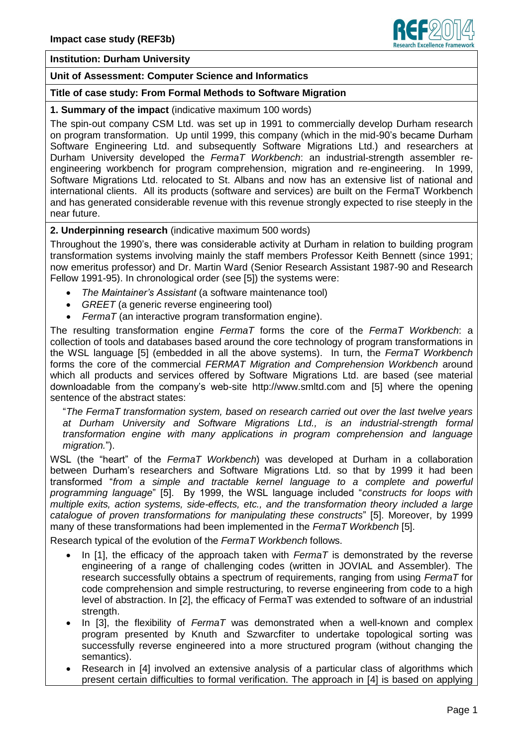**Impact case study (REF3b)**

**Institution: Durham University**

**Unit of Assessment: Computer Science and Informatics**

**Title of case study: From Formal Methods to Software Migration**

**1. Summary of the impact** (indicative maximum 100 words)

The spin-out company CSM Ltd. was set up in 1991 to commercially develop Durham research on program transformation. Up until 1999, this company (which in the mid-90's became Durham Software Engineering Ltd. and subsequently Software Migrations Ltd.) and researchers at Durham University developed the *FermaT Workbench*: an industrial-strength assembler re-engineering workbench for program comprehension, migration and re-engineering. In 1999, Software Migrations Ltd. relocated to St. Albans and now has an extensive list of national and international clients. All its products (software and services) are built on the FermaT Workbench and has generated considerable revenue with this revenue strongly expected to rise steeply in the near future.

**2. Underpinning research** (indicative maximum 500 words)

Throughout the 1990's, there was considerable activity at Durham in relation to building program transformation systems involving mainly the staff members Professor Keith Bennett (since 1991; now emeritus professor) and Dr. Martin Ward (Senior Research Assistant 1987-90 and Research Fellow 1991-95). In chronological order (see [5]) the systems were:

- *The Maintainer's Assistant* (a software maintenance tool)
- *GREET* (a generic reverse engineering tool)
- *FermaT* (an interactive program transformation engine).

The resulting transformation engine *FermaT* forms the core of the *FermaT Workbench*: a collection of tools and databases based around the core technology of program transformations in the WSL language [5] (embedded in all the above systems). In turn, the *FermaT Workbench* forms the core of the commercial *FERMAT Migration and Comprehension Workbench* around which all products and services offered by Software Migrations Ltd. are based (see material downloadable from the company's web-site http://www.smltd.com and [5] where the opening sentence of the abstract states:

"*The FermaT transformation system, based on research carried out over the last twelve years at Durham University and Software Migrations Ltd., is an industrial-strength formal transformation engine with many applications in program comprehension and language migration.*").

WSL (the "heart" of the *FermaT Workbench*) was developed at Durham in a collaboration between Durham's researchers and Software Migrations Ltd. so that by 1999 it had been transformed "*from a simple and tractable kernel language to a complete and powerful programming language*" [5]. By 1999, the WSL language included "*constructs for loops with multiple exits, action systems, side-effects, etc., and the transformation theory included a large catalogue of proven transformations for manipulating these constructs*" [5]. Moreover, by 1999 many of these transformations had been implemented in the *FermaT Workbench* [5].

Research typical of the evolution of the *FermaT Workbench* follows.

- In [1], the efficacy of the approach taken with *FermaT* is demonstrated by the reverse engineering of a range of challenging codes (written in JOVIAL and Assembler). The research successfully obtains a spectrum of requirements, ranging from using *FermaT* for code comprehension and simple restructuring, to reverse engineering from code to a high level of abstraction. In [2], the efficacy of FermaT was extended to software of an industrial strength.
- In [3], the flexibility of *FermaT* was demonstrated when a well-known and complex program presented by Knuth and Szwarcfiter to undertake topological sorting was successfully reverse engineered into a more structured program (without changing the semantics).
- Research in [4] involved an extensive analysis of a particular class of algorithms which present certain difficulties to formal verification. The approach in [4] is based on applying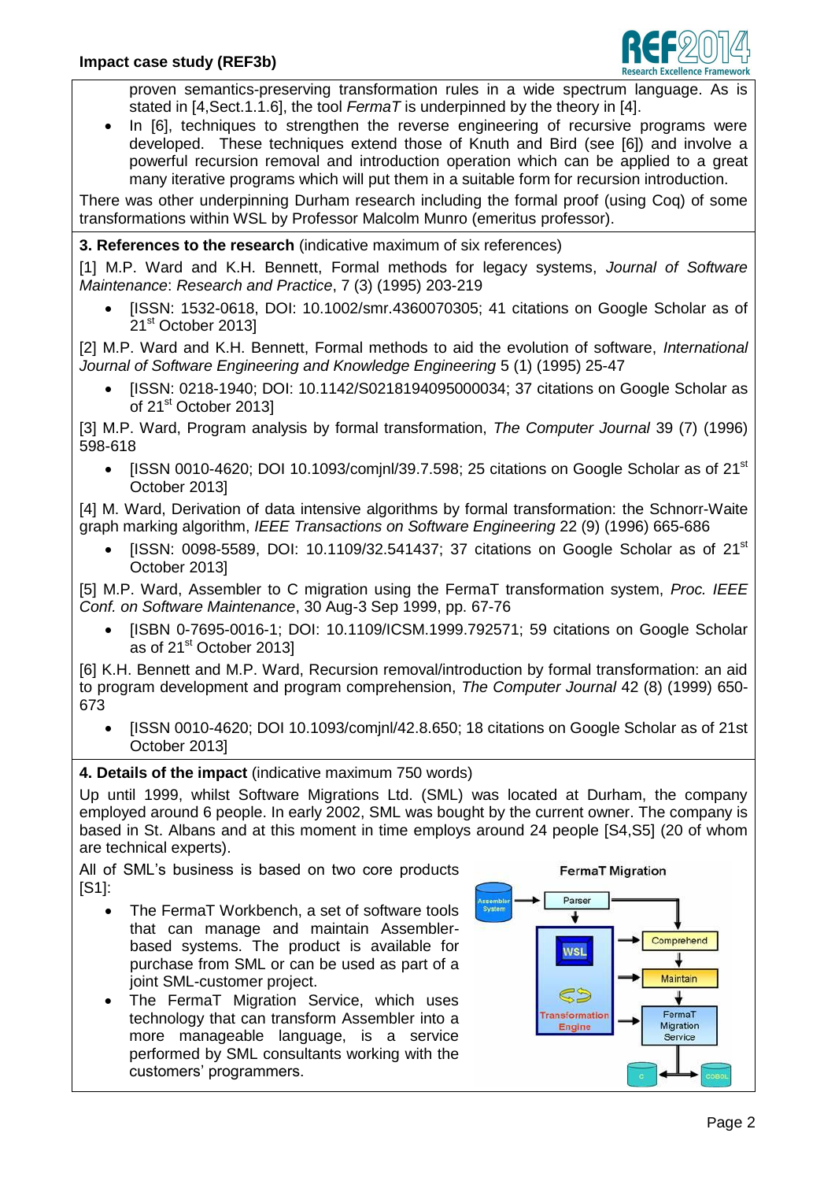proven semantics-preserving transformation rules in a wide spectrum language. As is stated in [4,Sect.1.1.6], the tool *FermaT* is underpinned by the theory in [4].

- In [6], techniques to strengthen the reverse engineering of recursive programs were developed. These techniques extend those of Knuth and Bird (see [6]) and involve a powerful recursion removal and introduction operation which can be applied to a great many iterative programs which will put them in a suitable form for recursion introduction.

There was other underpinning Durham research including the formal proof (using Coq) of some transformations within WSL by Professor Malcolm Munro (emeritus professor).

**3. References to the research** (indicative maximum of six references)

[1] M.P. Ward and K.H. Bennett, Formal methods for legacy systems, *Journal of Software Maintenance*: *Research and Practice*, 7 (3) (1995) 203-219

- [ISSN: 1532-0618, DOI: 10.1002/smr.4360070305; 41 citations on Google Scholar as of 21st October 2013]

[2] M.P. Ward and K.H. Bennett, Formal methods to aid the evolution of software, *International Journal of Software Engineering and Knowledge Engineering* 5 (1) (1995) 25-47

- [ISSN: 0218-1940; DOI: 10.1142/S0218194095000034; 37 citations on Google Scholar as of 21st October 2013]

[3] M.P. Ward, Program analysis by formal transformation, *The Computer Journal* 39 (7) (1996) 598-618

- [ISSN 0010-4620; DOI 10.1093/comjnl/39.7.598; 25 citations on Google Scholar as of 21st October 2013]

[4] M. Ward, Derivation of data intensive algorithms by formal transformation: the Schnorr-Waite graph marking algorithm, *IEEE Transactions on Software Engineering* 22 (9) (1996) 665-686

- [ISSN: 0098-5589, DOI: 10.1109/32.541437; 37 citations on Google Scholar as of 21st October 2013]

[5] M.P. Ward, Assembler to C migration using the FermaT transformation system, *Proc. IEEE Conf. on Software Maintenance*, 30 Aug-3 Sep 1999, pp. 67-76

- [ISBN 0-7695-0016-1; DOI: 10.1109/ICSM.1999.792571; 59 citations on Google Scholar as of 21st October 2013]

[6] K.H. Bennett and M.P. Ward, Recursion removal/introduction by formal transformation: an aid to program development and program comprehension, *The Computer Journal* 42 (8) (1999) 650-673

- [ISSN 0010-4620; DOI 10.1093/comjnl/42.8.650; 18 citations on Google Scholar as of 21st October 2013]

**4. Details of the impact** (indicative maximum 750 words)

Up until 1999, whilst Software Migrations Ltd. (SML) was located at Durham, the company employed around 6 people. In early 2002, SML was bought by the current owner. The company is based in St. Albans and at this moment in time employs around 24 people [S4,S5] (20 of whom are technical experts).

All of SML's business is based on two core products [S1]:

- The FermaT Workbench, a set of software tools that can manage and maintain Assembler-based systems. The product is available for purchase from SML or can be used as part of a joint SML-customer project.
- The FermaT Migration Service, which uses technology that can transform Assembler into a more manageable language, is a service performed by SML consultants working with the customers' programmers.

**FermaT Migration**

Assembler System → Parser → WSL / Transformation Engine → Comprehend → Maintain → FermaT Migration Service → C / COBOL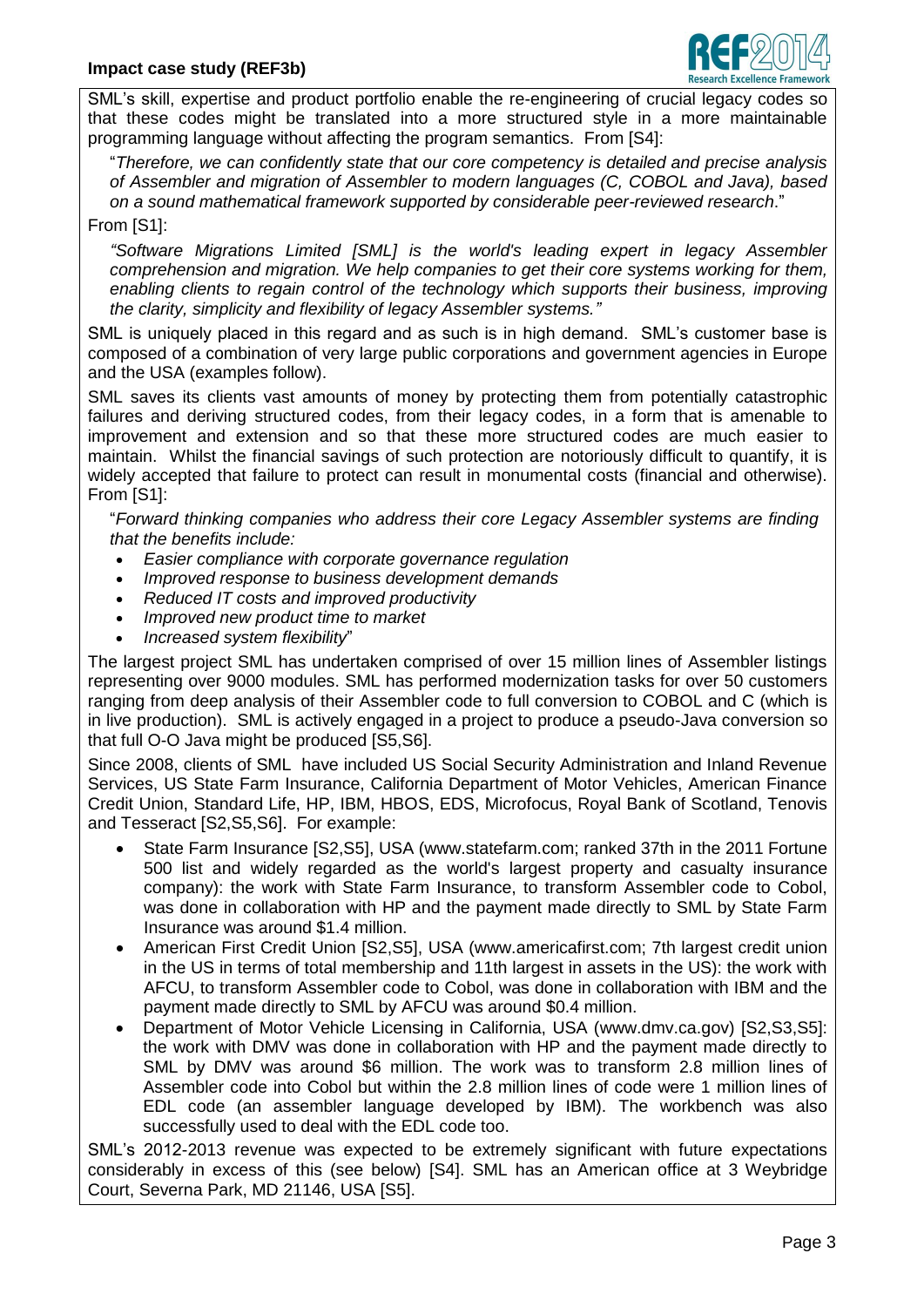SML's skill, expertise and product portfolio enable the re-engineering of crucial legacy codes so that these codes might be translated into a more structured style in a more maintainable programming language without affecting the program semantics. From [S4]:

> "*Therefore, we can confidently state that our core competency is detailed and precise analysis of Assembler and migration of Assembler to modern languages (C, COBOL and Java), based on a sound mathematical framework supported by considerable peer-reviewed research*."

From [S1]:

> *"Software Migrations Limited [SML] is the world's leading expert in legacy Assembler comprehension and migration. We help companies to get their core systems working for them, enabling clients to regain control of the technology which supports their business, improving the clarity, simplicity and flexibility of legacy Assembler systems."*

SML is uniquely placed in this regard and as such is in high demand. SML's customer base is composed of a combination of very large public corporations and government agencies in Europe and the USA (examples follow).

SML saves its clients vast amounts of money by protecting them from potentially catastrophic failures and deriving structured codes, from their legacy codes, in a form that is amenable to improvement and extension and so that these more structured codes are much easier to maintain. Whilst the financial savings of such protection are notoriously difficult to quantify, it is widely accepted that failure to protect can result in monumental costs (financial and otherwise). From [S1]:

> "*Forward thinking companies who address their core Legacy Assembler systems are finding that the benefits include:*
> - *Easier compliance with corporate governance regulation*
> - *Improved response to business development demands*
> - *Reduced IT costs and improved productivity*
> - *Improved new product time to market*
> - *Increased system flexibility*"

The largest project SML has undertaken comprised of over 15 million lines of Assembler listings representing over 9000 modules. SML has performed modernization tasks for over 50 customers ranging from deep analysis of their Assembler code to full conversion to COBOL and C (which is in live production). SML is actively engaged in a project to produce a pseudo-Java conversion so that full O-O Java might be produced [S5,S6].

Since 2008, clients of SML have included US Social Security Administration and Inland Revenue Services, US State Farm Insurance, California Department of Motor Vehicles, American Finance Credit Union, Standard Life, HP, IBM, HBOS, EDS, Microfocus, Royal Bank of Scotland, Tenovis and Tesseract [S2,S5,S6]. For example:

- State Farm Insurance [S2,S5], USA (www.statefarm.com; ranked 37th in the 2011 Fortune 500 list and widely regarded as the world's largest property and casualty insurance company): the work with State Farm Insurance, to transform Assembler code to Cobol, was done in collaboration with HP and the payment made directly to SML by State Farm Insurance was around $1.4 million.
- American First Credit Union [S2,S5], USA (www.americafirst.com; 7th largest credit union in the US in terms of total membership and 11th largest in assets in the US): the work with AFCU, to transform Assembler code to Cobol, was done in collaboration with IBM and the payment made directly to SML by AFCU was around $0.4 million.
- Department of Motor Vehicle Licensing in California, USA (www.dmv.ca.gov) [S2,S3,S5]: the work with DMV was done in collaboration with HP and the payment made directly to SML by DMV was around $6 million. The work was to transform 2.8 million lines of Assembler code into Cobol but within the 2.8 million lines of code were 1 million lines of EDL code (an assembler language developed by IBM). The workbench was also successfully used to deal with the EDL code too.

SML's 2012-2013 revenue was expected to be extremely significant with future expectations considerably in excess of this (see below) [S4]. SML has an American office at 3 Weybridge Court, Severna Park, MD 21146, USA [S5].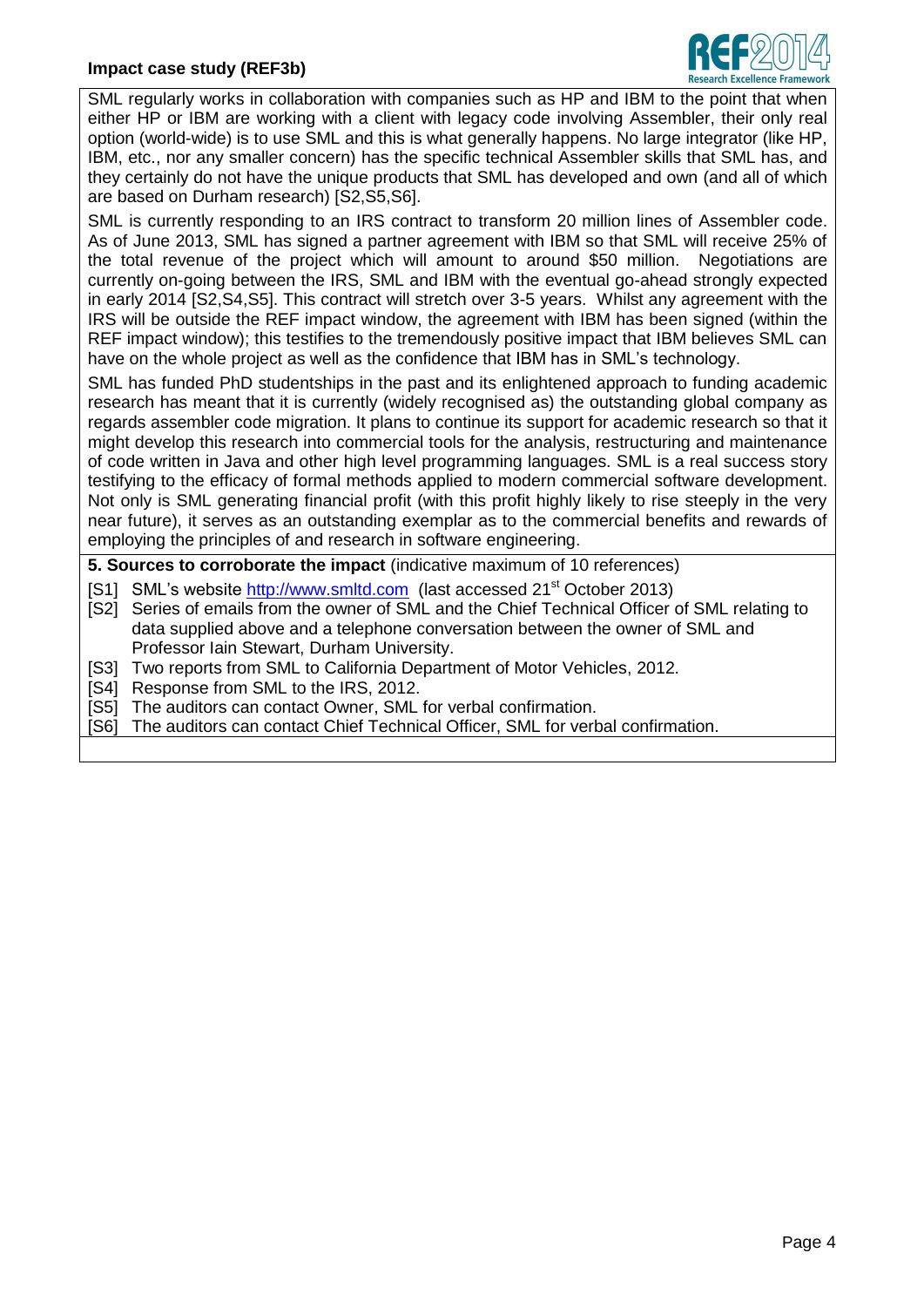SML regularly works in collaboration with companies such as HP and IBM to the point that when either HP or IBM are working with a client with legacy code involving Assembler, their only real option (world-wide) is to use SML and this is what generally happens. No large integrator (like HP, IBM, etc., nor any smaller concern) has the specific technical Assembler skills that SML has, and they certainly do not have the unique products that SML has developed and own (and all of which are based on Durham research) [S2,S5,S6].

SML is currently responding to an IRS contract to transform 20 million lines of Assembler code. As of June 2013, SML has signed a partner agreement with IBM so that SML will receive 25% of the total revenue of the project which will amount to around $50 million. Negotiations are currently on-going between the IRS, SML and IBM with the eventual go-ahead strongly expected in early 2014 [S2,S4,S5]. This contract will stretch over 3-5 years. Whilst any agreement with the IRS will be outside the REF impact window, the agreement with IBM has been signed (within the REF impact window); this testifies to the tremendously positive impact that IBM believes SML can have on the whole project as well as the confidence that IBM has in SML's technology.

SML has funded PhD studentships in the past and its enlightened approach to funding academic research has meant that it is currently (widely recognised as) the outstanding global company as regards assembler code migration. It plans to continue its support for academic research so that it might develop this research into commercial tools for the analysis, restructuring and maintenance of code written in Java and other high level programming languages. SML is a real success story testifying to the efficacy of formal methods applied to modern commercial software development. Not only is SML generating financial profit (with this profit highly likely to rise steeply in the very near future), it serves as an outstanding exemplar as to the commercial benefits and rewards of employing the principles of and research in software engineering.

## 5. Sources to corroborate the impact (indicative maximum of 10 references)

[S1] SML's website http://www.smltd.com (last accessed 21st October 2013)

[S2] Series of emails from the owner of SML and the Chief Technical Officer of SML relating to data supplied above and a telephone conversation between the owner of SML and Professor Iain Stewart, Durham University.

[S3] Two reports from SML to California Department of Motor Vehicles, 2012.

[S4] Response from SML to the IRS, 2012.

[S5] The auditors can contact Owner, SML for verbal confirmation.

[S6] The auditors can contact Chief Technical Officer, SML for verbal confirmation.